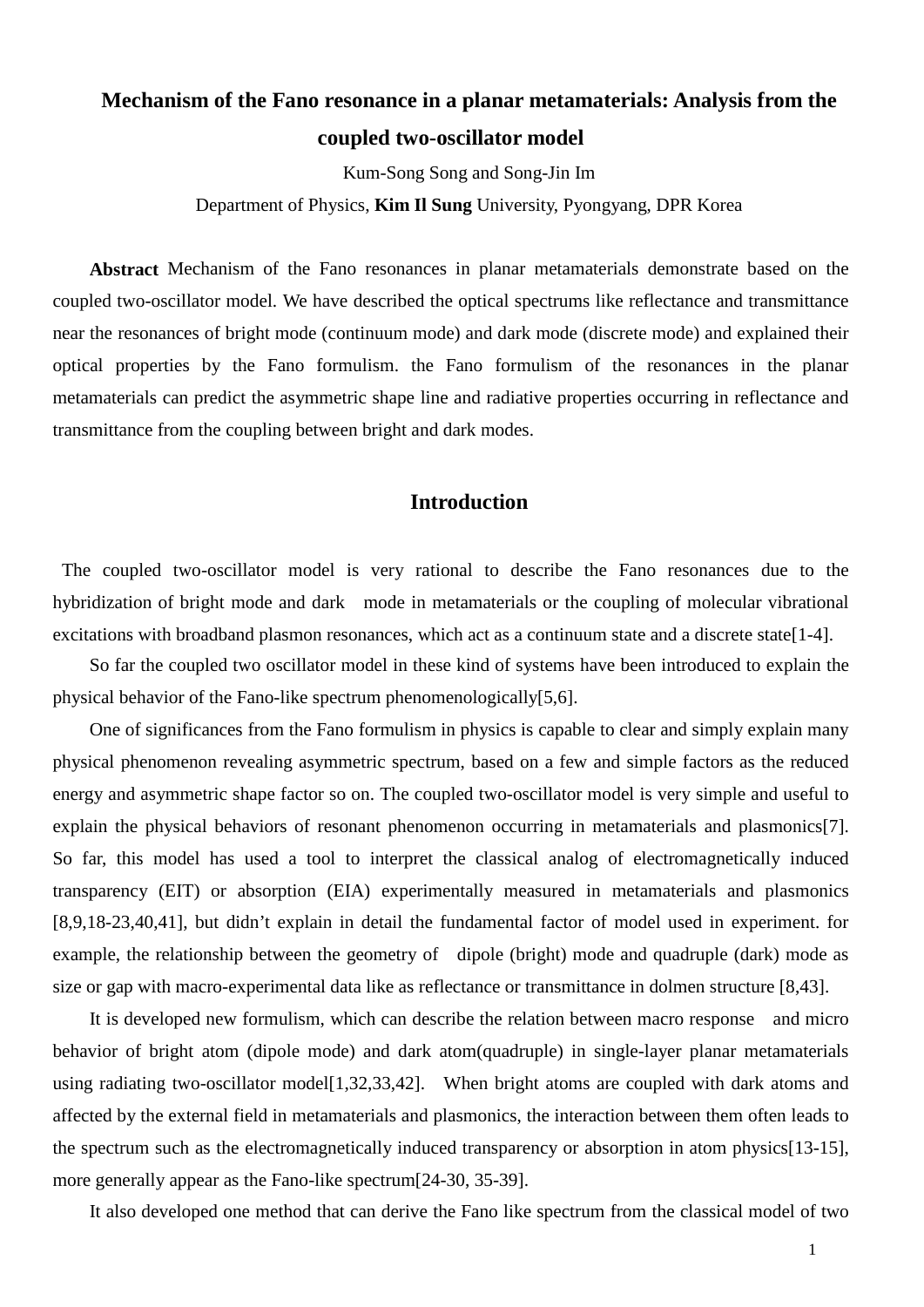# Mechanism of the Fano resonance in a planar metamaterials: Analysis from the coupled two-oscillator model

Kum-Song Song and Song-Jin Im

Department of Physics, **Kim Il Sung** University, Pyongyang, DPR Korea

**Abstract** Mechanism of the Fano resonances in planar metamaterials demonstrate based on the coupled two-oscillator model. We have described the optical spectrums like reflectance and transmittance near the resonances of bright mode (continuum mode) and dark mode (discrete mode) and explained their optical properties by the Fano formulism. the Fano formulism of the resonances in the planar metamaterials can predict the asymmetric shape line and radiative properties occurring in reflectance and transmittance from the coupling between bright and dark modes.

## Introduction

The coupled two-oscillator model is very rational to describe the Fano resonances due to the hybridization of bright mode and dark mode in metamaterials or the coupling of molecular vibrational excitations with broadband plasmon resonances, which act as a continuum state and a discrete state[1-4].

So far the coupled two oscillator model in these kind of systems have been introduced to explain the physical behavior of the Fano-like spectrum phenomenologically[5,6].

One of significances from the Fano formulism in physics is capable to clear and simply explain many physical phenomenon revealing asymmetric spectrum, based on a few and simple factors as the reduced energy and asymmetric shape factor so on. The coupled two-oscillator model is very simple and useful to explain the physical behaviors of resonant phenomenon occurring in metamaterials and plasmonics[7]. So far, this model has used a tool to interpret the classical analog of electromagnetically induced transparency (EIT) or absorption (EIA) experimentally measured in metamaterials and plasmonics [8,9,18-23,40,41], but didn't explain in detail the fundamental factor of model used in experiment. for example, the relationship between the geometry of dipole (bright) mode and quadruple (dark) mode as size or gap with macro-experimental data like as reflectance or transmittance in dolmen structure [8,43].

It is developed new formulism, which can describe the relation between macro response and micro behavior of bright atom (dipole mode) and dark atom(quadruple) in single-layer planar metamaterials using radiating two-oscillator model[1,32,33,42]. When bright atoms are coupled with dark atoms and affected by the external field in metamaterials and plasmonics, the interaction between them often leads to the spectrum such as the electromagnetically induced transparency or absorption in atom physics[13-15], more generally appear as the Fano-like spectrum[24-30, 35-39].

It also developed one method that can derive the Fano like spectrum from the classical model of two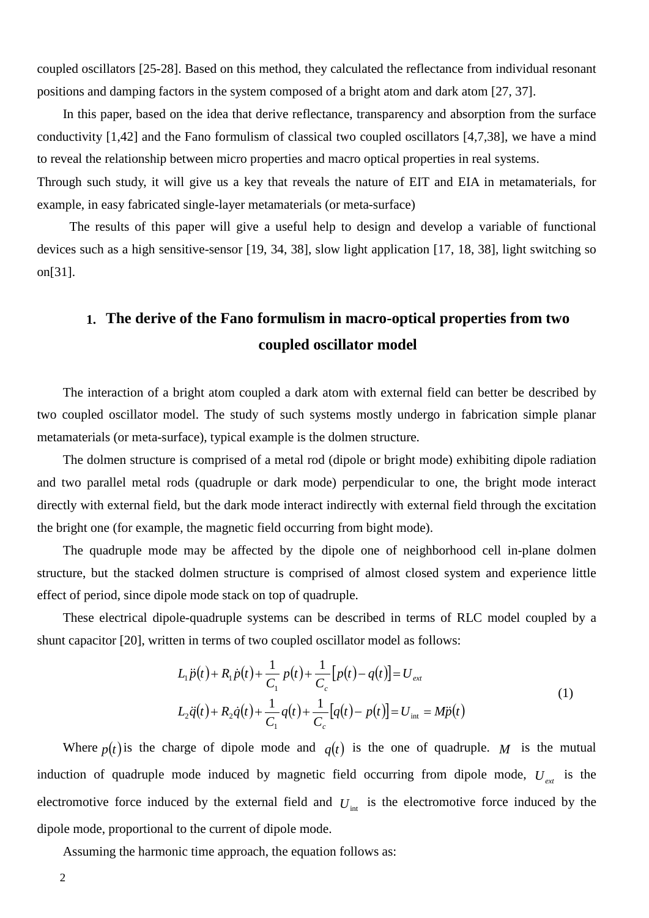coupled oscillators [25-28]. Based on this method, they calculated the reflectance from individual resonant positions and damping factors in the system composed of a bright atom and dark atom [27, 37].

In this paper, based on the idea that derive reflectance, transparency and absorption from the surface conductivity [1,42] and the Fano formulism of classical two coupled oscillators [4,7,38], we have a mind to reveal the relationship between micro properties and macro optical properties in real systems.

Through such study, it will give us a key that reveals the nature of EIT and EIA in metamaterials, for example, in easy fabricated single-layer metamaterials (or meta-surface)

The results of this paper will give a useful help to design and develop a variable of functional devices such as a high sensitive-sensor [19, 34, 38], slow light application [17, 18, 38], light switching so on[31].

## 1. The derive of the Fano formulism in macro-optical properties from two coupled oscillator model

The interaction of a bright atom coupled a dark atom with external field can better be described by two coupled oscillator model. The study of such systems mostly undergo in fabrication simple planar metamaterials (or meta-surface), typical example is the dolmen structure.

The dolmen structure is comprised of a metal rod (dipole or bright mode) exhibiting dipole radiation and two parallel metal rods (quadruple or dark mode) perpendicular to one, the bright mode interact directly with external field, but the dark mode interact indirectly with external field through the excitation the bright one (for example, the magnetic field occurring from bight mode).

The quadruple mode may be affected by the dipole one of neighborhood cell in-plane dolmen structure, but the stacked dolmen structure is comprised of almost closed system and experience little effect of period, since dipole mode stack on top of quadruple.

These electrical dipole-quadruple systems can be described in terms of RLC model coupled by a shunt capacitor [20], written in terms of two coupled oscillator model as follows:

$$
\begin{aligned}
&L_1\ddot{p}(t)+R_1\dot{p}(t)+\frac{1}{C_1}\,p(t)+\frac{1}{C_c}\left[p(t)-q(t)\right]=U_{ext}\\
&L_2\ddot{q}(t)+R_2\dot{q}(t)+\frac{1}{C_1}\,q(t)+\frac{1}{C_c}\left[q(t)-\,p(t)\right]=U_{\text{int}}=M\ddot{p}(t)
\end{aligned}
\tag{1}
$$

Where $p(t)$ is the charge of dipole mode and $q(t)$ is the one of quadruple. $M$ is the mutual induction of quadruple mode induced by magnetic field occurring from dipole mode, $U_{ext}$ is the electromotive force induced by the external field and $U_{\text{int}}$ is the electromotive force induced by the dipole mode, proportional to the current of dipole mode.

Assuming the harmonic time approach, the equation follows as: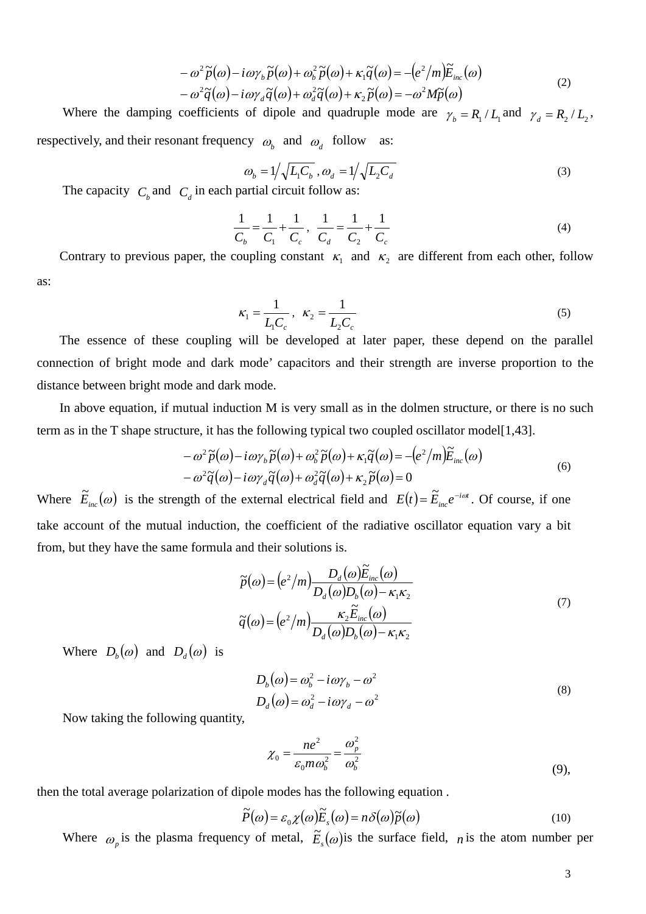$$
\begin{aligned}
-\omega^2\tilde{p}(\omega) - i\omega\gamma_b\tilde{p}(\omega) + \omega_b^2\tilde{p}(\omega) + \kappa_1\tilde{q}(\omega) &= -\left(e^2/m\right)\tilde{E}_{inc}(\omega) \\
-\omega^2\tilde{q}(\omega) - i\omega\gamma_d\tilde{q}(\omega) + \omega_d^2\tilde{q}(\omega) + \kappa_2\tilde{p}(\omega) &= -\omega^2 M\tilde{p}(\omega)
\end{aligned}
\tag{2}
$$

Where the damping coefficients of dipole and quadruple mode are $\gamma_b = R_1 / L_1$ and $\gamma_d = R_2 / L_2$, respectively, and their resonant frequency $\omega_b$ and $\omega_d$ follow as:

$$
\omega_b = 1\big/\sqrt{L_1 C_b}\,,\ \omega_d = 1\big/\sqrt{L_2 C_d}
\tag{3}
$$

The capacity $C_b$ and $C_d$ in each partial circuit follow as:

$$
\frac{1}{C_b} = \frac{1}{C_1} + \frac{1}{C_c}\,,\ \ \frac{1}{C_d} = \frac{1}{C_2} + \frac{1}{C_c}
\tag{4}
$$

Contrary to previous paper, the coupling constant $\kappa_1$ and $\kappa_2$ are different from each other, follow as:

$$
\kappa_1 = \frac{1}{L_1 C_c}\,,\ \ \kappa_2 = \frac{1}{L_2 C_c}
\tag{5}
$$

The essence of these coupling will be developed at later paper, these depend on the parallel connection of bright mode and dark mode' capacitors and their strength are inverse proportion to the distance between bright mode and dark mode.

In above equation, if mutual induction M is very small as in the dolmen structure, or there is no such term as in the T shape structure, it has the following typical two coupled oscillator model[1,43].

$$
\begin{aligned}
-\omega^2\tilde{p}(\omega) - i\omega\gamma_b\tilde{p}(\omega) + \omega_b^2\tilde{p}(\omega) + \kappa_1\tilde{q}(\omega) &= -\left(e^2/m\right)\tilde{E}_{inc}(\omega) \\
-\omega^2\tilde{q}(\omega) - i\omega\gamma_d\tilde{q}(\omega) + \omega_d^2\tilde{q}(\omega) + \kappa_2\tilde{p}(\omega) &= 0
\end{aligned}
\tag{6}
$$

Where $\tilde{E}_{inc}(\omega)$ is the strength of the external electrical field and $E(t) = \tilde{E}_{inc}e^{-i\omega t}$. Of course, if one take account of the mutual induction, the coefficient of the radiative oscillator equation vary a bit from, but they have the same formula and their solutions is.

$$
\begin{aligned}
\tilde{p}(\omega) &= \left(e^2/m\right)\frac{D_d(\omega)\tilde{E}_{inc}(\omega)}{D_d(\omega)D_b(\omega) - \kappa_1\kappa_2} \\
\tilde{q}(\omega) &= \left(e^2/m\right)\frac{\kappa_2\tilde{E}_{inc}(\omega)}{D_d(\omega)D_b(\omega) - \kappa_1\kappa_2}
\end{aligned}
\tag{7}
$$

Where $D_b(\omega)$ and $D_d(\omega)$ is

$$
\begin{aligned}
D_b(\omega) &= \omega_b^2 - i\omega\gamma_b - \omega^2 \\
D_d(\omega) &= \omega_d^2 - i\omega\gamma_d - \omega^2
\end{aligned}
\tag{8}
$$

Now taking the following quantity,

$$
\chi_0 = \frac{ne^2}{\varepsilon_0 m\omega_b^2} = \frac{\omega_p^2}{\omega_b^2}
\tag{9}
$$

then the total average polarization of dipole modes has the following equation .

$$
\tilde{P}(\omega) = \varepsilon_0\chi(\omega)\tilde{E}_s(\omega) = n\delta(\omega)\tilde{p}(\omega)
\tag{10}
$$

Where $\omega_p$ is the plasma frequency of metal, $\tilde{E}_s(\omega)$ is the surface field, $n$ is the atom number per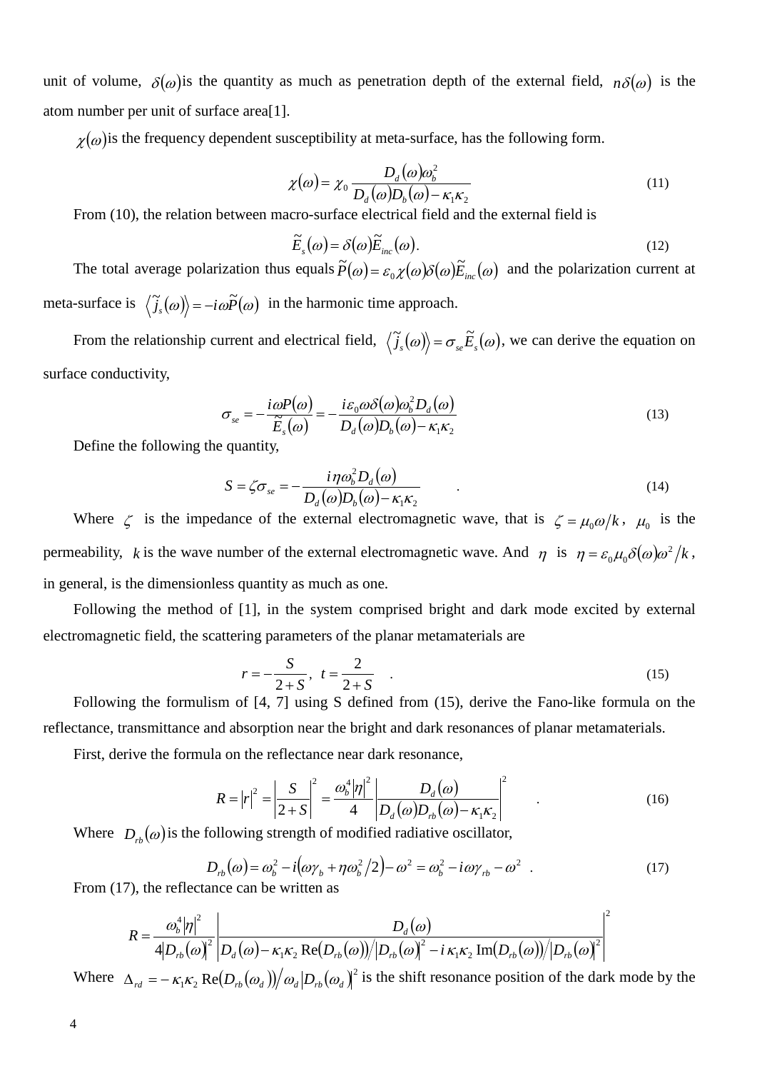unit of volume, $\delta(\omega)$is the quantity as much as penetration depth of the external field, $n\delta(\omega)$ is the atom number per unit of surface area[1].

$\chi(\omega)$is the frequency dependent susceptibility at meta-surface, has the following form.

$$\chi(\omega)=\chi_0\frac{D_d(\omega)\omega_b^2}{D_d(\omega)D_b(\omega)-\kappa_1\kappa_2} \tag{11}$$

From (10), the relation between macro-surface electrical field and the external field is

$$\tilde{E}_s(\omega)=\delta(\omega)\tilde{E}_{inc}(\omega). \tag{12}$$

The total average polarization thus equals $\tilde{P}(\omega)=\varepsilon_0\chi(\omega)\delta(\omega)\tilde{E}_{inc}(\omega)$ and the polarization current at meta-surface is $\langle\tilde{j}_s(\omega)\rangle=-i\omega\tilde{P}(\omega)$ in the harmonic time approach.

From the relationship current and electrical field, $\langle\tilde{j}_s(\omega)\rangle=\sigma_{se}\tilde{E}_s(\omega)$, we can derive the equation on surface conductivity,

$$\sigma_{se}=-\frac{i\omega\mathrm{P}(\omega)}{\tilde{E}_s(\omega)}=-\frac{i\varepsilon_0\omega\delta(\omega)\omega_b^2D_d(\omega)}{D_d(\omega)D_b(\omega)-\kappa_1\kappa_2} \tag{13}$$

Define the following the quantity,

$$S=\zeta\sigma_{se}=-\frac{i\eta\omega_b^2D_d(\omega)}{D_d(\omega)D_b(\omega)-\kappa_1\kappa_2} \quad . \tag{14}$$

Where $\zeta$ is the impedance of the external electromagnetic wave, that is $\zeta=\mu_0\omega/k$, $\mu_0$ is the permeability, $k$ is the wave number of the external electromagnetic wave. And $\eta$ is $\eta=\varepsilon_0\mu_0\delta(\omega)\omega^2/k$, in general, is the dimensionless quantity as much as one.

Following the method of [1], in the system comprised bright and dark mode excited by external electromagnetic field, the scattering parameters of the planar metamaterials are

$$r=-\frac{S}{2+S},\ \ t=\frac{2}{2+S} \quad . \tag{15}$$

Following the formulism of [4, 7] using S defined from (15), derive the Fano-like formula on the reflectance, transmittance and absorption near the bright and dark resonances of planar metamaterials.

First, derive the formula on the reflectance near dark resonance,

$$R=|r|^2=\left|\frac{S}{2+S}\right|^2=\frac{\omega_b^4|\eta|^2}{4}\left|\frac{D_d(\omega)}{D_d(\omega)D_{rb}(\omega)-\kappa_1\kappa_2}\right|^2 \quad . \tag{16}$$

Where $D_{rb}(\omega)$is the following strength of modified radiative oscillator,

$$D_{rb}(\omega)=\omega_b^2-i(\omega\gamma_b+\eta\omega_b^2/2)-\omega^2=\omega_b^2-i\omega\gamma_{rb}-\omega^2 \quad . \tag{17}$$

From (17), the reflectance can be written as

$$R=\frac{\omega_b^4|\eta|^2}{4|D_{rb}(\omega)|^2}\left|\frac{D_d(\omega)}{D_d(\omega)-\kappa_1\kappa_2\operatorname{Re}(D_{rb}(\omega))/|D_{rb}(\omega)|^2-i\,\kappa_1\kappa_2\operatorname{Im}(D_{rb}(\omega))/|D_{rb}(\omega)|^2}\right|^2$$

Where $\Delta_{rd}=-\kappa_1\kappa_2\operatorname{Re}(D_{rb}(\omega_d))/\omega_d|D_{rb}(\omega_d)|^2$ is the shift resonance position of the dark mode by the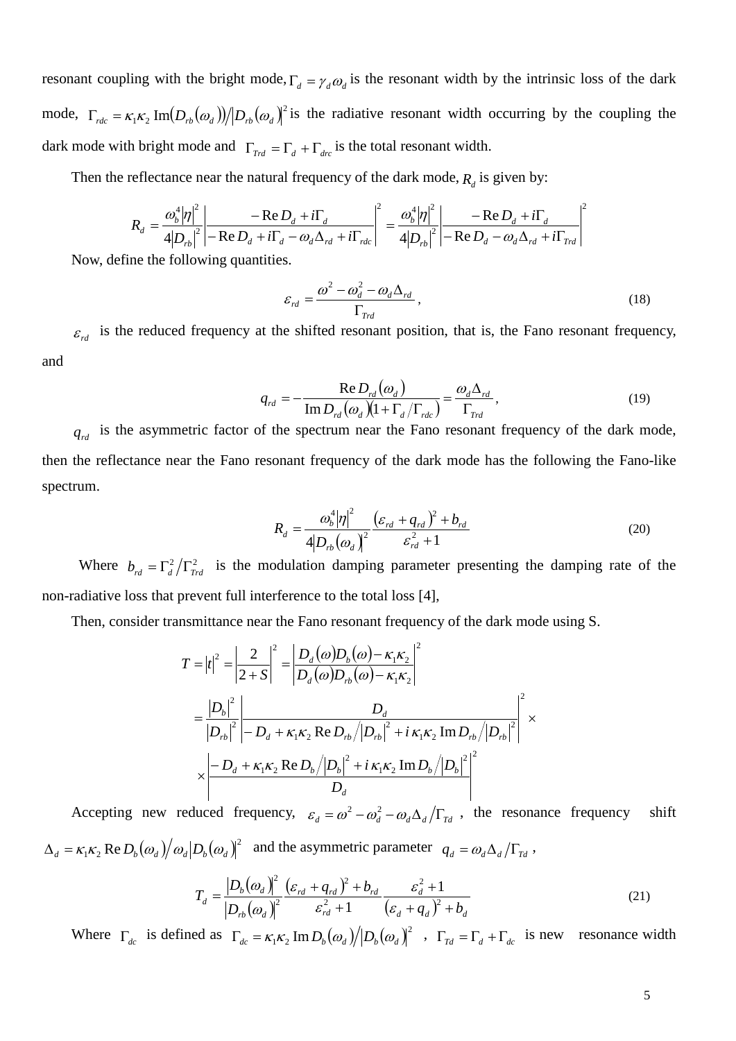resonant coupling with the bright mode, $\Gamma_d = \gamma_d \omega_d$ is the resonant width by the intrinsic loss of the dark mode, $\Gamma_{rdc} = \kappa_1 \kappa_2 \operatorname{Im}(D_{rb}(\omega_d)) / |D_{rb}(\omega_d)|^2$ is the radiative resonant width occurring by the coupling the dark mode with bright mode and $\Gamma_{Trd} = \Gamma_d + \Gamma_{drc}$ is the total resonant width.

Then the reflectance near the natural frequency of the dark mode, $R_d$ is given by:

$$R_d = \frac{\omega_b^4 |\eta|^2}{4|D_{rb}|^2} \left| \frac{-\operatorname{Re} D_d + i\Gamma_d}{-\operatorname{Re} D_d + i\Gamma_d - \omega_d \Delta_{rd} + i\Gamma_{rdc}} \right|^2 = \frac{\omega_b^4 |\eta|^2}{4|D_{rb}|^2} \left| \frac{-\operatorname{Re} D_d + i\Gamma_d}{-\operatorname{Re} D_d - \omega_d \Delta_{rd} + i\Gamma_{Trd}} \right|^2$$

Now, define the following quantities.

$$\varepsilon_{rd} = \frac{\omega^2 - \omega_d^2 - \omega_d \Delta_{rd}}{\Gamma_{Trd}}, \tag{18}$$

$\varepsilon_{rd}$ is the reduced frequency at the shifted resonant position, that is, the Fano resonant frequency, and

$$q_{rd} = -\frac{\operatorname{Re} D_{rd}(\omega_d)}{\operatorname{Im} D_{rd}(\omega_d)(1 + \Gamma_d / \Gamma_{rdc})} = \frac{\omega_d \Delta_{rd}}{\Gamma_{Trd}}, \tag{19}$$

$q_{rd}$ is the asymmetric factor of the spectrum near the Fano resonant frequency of the dark mode, then the reflectance near the Fano resonant frequency of the dark mode has the following the Fano-like spectrum.

$$R_d = \frac{\omega_b^4 |\eta|^2}{4|D_{rb}(\omega_d)|^2} \frac{(\varepsilon_{rd} + q_{rd})^2 + b_{rd}}{\varepsilon_{rd}^2 + 1} \tag{20}$$

Where $b_{rd} = \Gamma_d^2 / \Gamma_{Trd}^2$ is the modulation damping parameter presenting the damping rate of the non-radiative loss that prevent full interference to the total loss [4],

Then, consider transmittance near the Fano resonant frequency of the dark mode using S.

$$T = |t|^2 = \left| \frac{2}{2+S} \right|^2 = \left| \frac{D_d(\omega) D_b(\omega) - \kappa_1 \kappa_2}{D_d(\omega) D_{rb}(\omega) - \kappa_1 \kappa_2} \right|^2$$

$$= \frac{|D_b|^2}{|D_{rb}|^2} \left| \frac{D_d}{-D_d + \kappa_1 \kappa_2 \operatorname{Re} D_{rb} / |D_{rb}|^2 + i \kappa_1 \kappa_2 \operatorname{Im} D_{rb} / |D_{rb}|^2} \right|^2 \times$$

$$\times \left| \frac{-D_d + \kappa_1 \kappa_2 \operatorname{Re} D_b / |D_b|^2 + i \kappa_1 \kappa_2 \operatorname{Im} D_b / |D_b|^2}{D_d} \right|^2$$

Accepting new reduced frequency, $\varepsilon_d = \omega^2 - \omega_d^2 - \omega_d \Delta_d / \Gamma_{Td}$, the resonance frequency shift $\Delta_d = \kappa_1 \kappa_2 \operatorname{Re} D_b(\omega_d) / \omega_d |D_b(\omega_d)|^2$ and the asymmetric parameter $q_d = \omega_d \Delta_d / \Gamma_{Td}$,

$$T_d = \frac{|D_b(\omega_d)|^2}{|D_{rb}(\omega_d)|^2} \frac{(\varepsilon_{rd} + q_{rd})^2 + b_{rd}}{\varepsilon_{rd}^2 + 1} \frac{\varepsilon_d^2 + 1}{(\varepsilon_d + q_d)^2 + b_d} \tag{21}$$

Where $\Gamma_{dc}$ is defined as $\Gamma_{dc} = \kappa_1 \kappa_2 \operatorname{Im} D_b(\omega_d) / |D_b(\omega_d)|^2$ , $\Gamma_{Td} = \Gamma_d + \Gamma_{dc}$ is new resonance width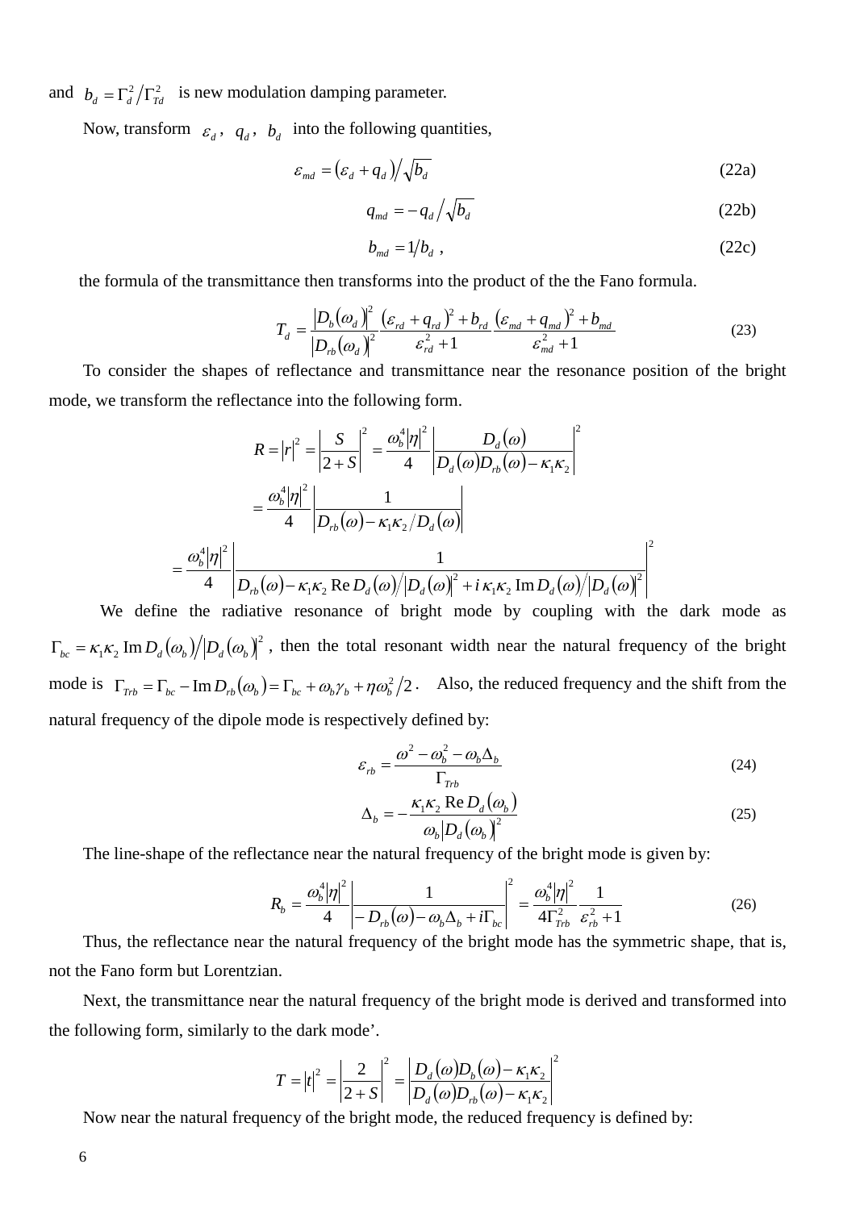and $b_d = \Gamma_d^2 / \Gamma_{Td}^2$ is new modulation damping parameter.

Now, transform $\varepsilon_d$, $q_d$, $b_d$ into the following quantities,

$$\varepsilon_{md} = (\varepsilon_d + q_d) / \sqrt{b_d} \tag{22a}$$

$$q_{md} = -q_d / \sqrt{b_d} \tag{22b}$$

$$b_{md} = 1/b_d \ , \tag{22c}$$

the formula of the transmittance then transforms into the product of the the Fano formula.

$$T_d = \frac{|D_b(\omega_d)|^2}{|D_{rb}(\omega_d)|^2} \frac{(\varepsilon_{rd} + q_{rd})^2 + b_{rd}}{\varepsilon_{rd}^2 + 1} \frac{(\varepsilon_{md} + q_{md})^2 + b_{md}}{\varepsilon_{md}^2 + 1} \tag{23}$$

To consider the shapes of reflectance and transmittance near the resonance position of the bright mode, we transform the reflectance into the following form.

$$R = |r|^2 = \left| \frac{S}{2+S} \right|^2 = \frac{\omega_b^4 |\eta|^2}{4} \left| \frac{D_d(\omega)}{D_d(\omega) D_{rb}(\omega) - \kappa_1 \kappa_2} \right|^2$$

$$= \frac{\omega_b^4 |\eta|^2}{4} \left| \frac{1}{D_{rb}(\omega) - \kappa_1 \kappa_2 / D_d(\omega)} \right|$$

$$= \frac{\omega_b^4 |\eta|^2}{4} \left| \frac{1}{D_{rb}(\omega) - \kappa_1 \kappa_2 \operatorname{Re} D_d(\omega) / |D_d(\omega)|^2 + i \kappa_1 \kappa_2 \operatorname{Im} D_d(\omega) / |D_d(\omega)|^2} \right|^2$$

We define the radiative resonance of bright mode by coupling with the dark mode as $\Gamma_{bc} = \kappa_1 \kappa_2 \operatorname{Im} D_d(\omega_b) / |D_d(\omega_b)|^2$, then the total resonant width near the natural frequency of the bright mode is $\Gamma_{Trb} = \Gamma_{bc} - \operatorname{Im} D_{rb}(\omega_b) = \Gamma_{bc} + \omega_b \gamma_b + \eta \omega_b^2 / 2$. Also, the reduced frequency and the shift from the natural frequency of the dipole mode is respectively defined by:

$$\varepsilon_{rb} = \frac{\omega^2 - \omega_b^2 - \omega_b \Delta_b}{\Gamma_{Trb}} \tag{24}$$

$$\Delta_b = -\frac{\kappa_1 \kappa_2 \operatorname{Re} D_d(\omega_b)}{\omega_b |D_d(\omega_b)|^2} \tag{25}$$

The line-shape of the reflectance near the natural frequency of the bright mode is given by:

$$R_b = \frac{\omega_b^4 |\eta|^2}{4} \left| \frac{1}{-D_{rb}(\omega) - \omega_b \Delta_b + i \Gamma_{bc}} \right|^2 = \frac{\omega_b^4 |\eta|^2}{4 \Gamma_{Trb}^2} \frac{1}{\varepsilon_{rb}^2 + 1} \tag{26}$$

Thus, the reflectance near the natural frequency of the bright mode has the symmetric shape, that is, not the Fano form but Lorentzian.

Next, the transmittance near the natural frequency of the bright mode is derived and transformed into the following form, similarly to the dark mode'.

$$T = |t|^2 = \left| \frac{2}{2+S} \right|^2 = \left| \frac{D_d(\omega) D_b(\omega) - \kappa_1 \kappa_2}{D_d(\omega) D_{rb}(\omega) - \kappa_1 \kappa_2} \right|^2$$

Now near the natural frequency of the bright mode, the reduced frequency is defined by: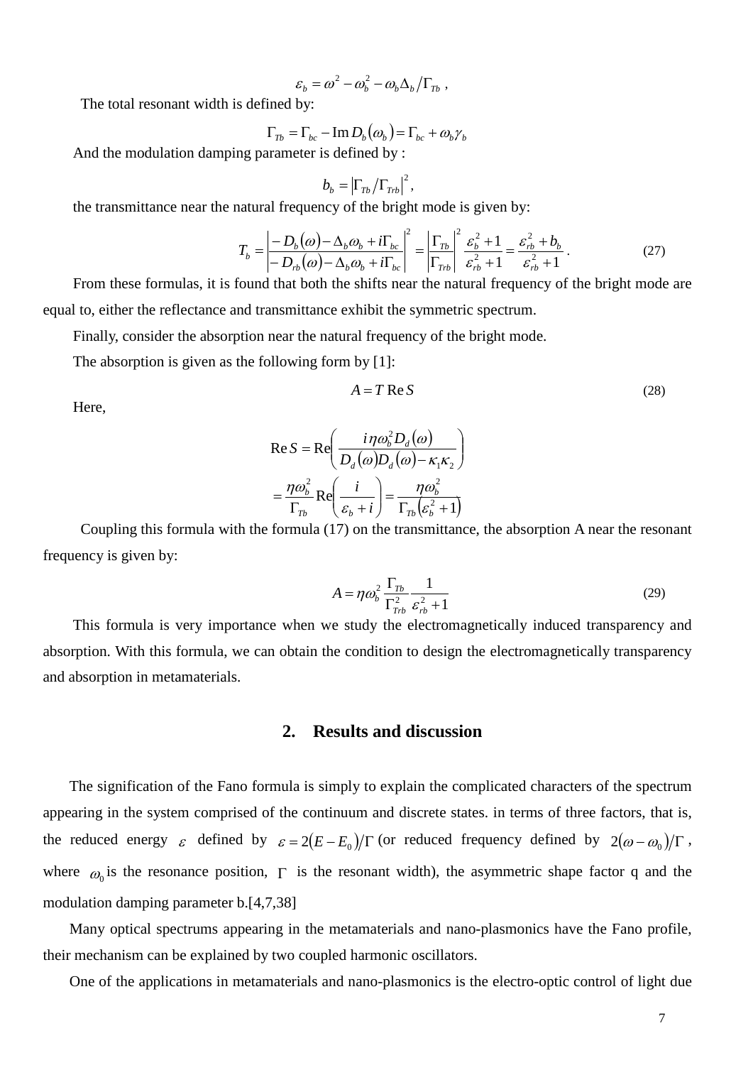$$\varepsilon_b = \omega^2 - \omega_b^2 - \omega_b \Delta_b / \Gamma_{Tb} \,,$$

The total resonant width is defined by:

$$\Gamma_{Tb} = \Gamma_{bc} - \operatorname{Im} D_b(\omega_b) = \Gamma_{bc} + \omega_b \gamma_b$$

And the modulation damping parameter is defined by :

$$b_b = \left| \Gamma_{Tb} / \Gamma_{Trb} \right|^2 ,$$

the transmittance near the natural frequency of the bright mode is given by:

$$T_b = \left| \frac{-D_b(\omega) - \Delta_b \omega_b + i\Gamma_{bc}}{-D_{rb}(\omega) - \Delta_b \omega_b + i\Gamma_{bc}} \right|^2 = \left| \frac{\Gamma_{Tb}}{\Gamma_{Trb}} \right|^2 \frac{\varepsilon_b^2 + 1}{\varepsilon_{rb}^2 + 1} = \frac{\varepsilon_{rb}^2 + b_b}{\varepsilon_{rb}^2 + 1} \,. \tag{27}$$

From these formulas, it is found that both the shifts near the natural frequency of the bright mode are equal to, either the reflectance and transmittance exhibit the symmetric spectrum.

Finally, consider the absorption near the natural frequency of the bright mode.

The absorption is given as the following form by [1]:

$$A = T \operatorname{Re} S \tag{28}$$

Here,

$$\operatorname{Re} S = \operatorname{Re}\left( \frac{i\eta\omega_b^2 D_d(\omega)}{D_d(\omega) D_d(\omega) - \kappa_1 \kappa_2} \right)$$

$$= \frac{\eta\omega_b^2}{\Gamma_{Tb}} \operatorname{Re}\left( \frac{i}{\varepsilon_b + i} \right) = \frac{\eta\omega_b^2}{\Gamma_{Tb}\left(\varepsilon_b^2 + 1\right)}$$

Coupling this formula with the formula (17) on the transmittance, the absorption A near the resonant frequency is given by:

$$A = \eta\omega_b^2 \frac{\Gamma_{Tb}}{\Gamma_{Trb}^2} \frac{1}{\varepsilon_{rb}^2 + 1} \tag{29}$$

This formula is very importance when we study the electromagnetically induced transparency and absorption. With this formula, we can obtain the condition to design the electromagnetically transparency and absorption in metamaterials.

## 2. Results and discussion

The signification of the Fano formula is simply to explain the complicated characters of the spectrum appearing in the system comprised of the continuum and discrete states. in terms of three factors, that is, the reduced energy $\varepsilon$ defined by $\varepsilon = 2(E - E_0)/\Gamma$ (or reduced frequency defined by $2(\omega - \omega_0)/\Gamma$, where $\omega_0$ is the resonance position, $\Gamma$ is the resonant width), the asymmetric shape factor q and the modulation damping parameter b.[4,7,38]

Many optical spectrums appearing in the metamaterials and nano-plasmonics have the Fano profile, their mechanism can be explained by two coupled harmonic oscillators.

One of the applications in metamaterials and nano-plasmonics is the electro-optic control of light due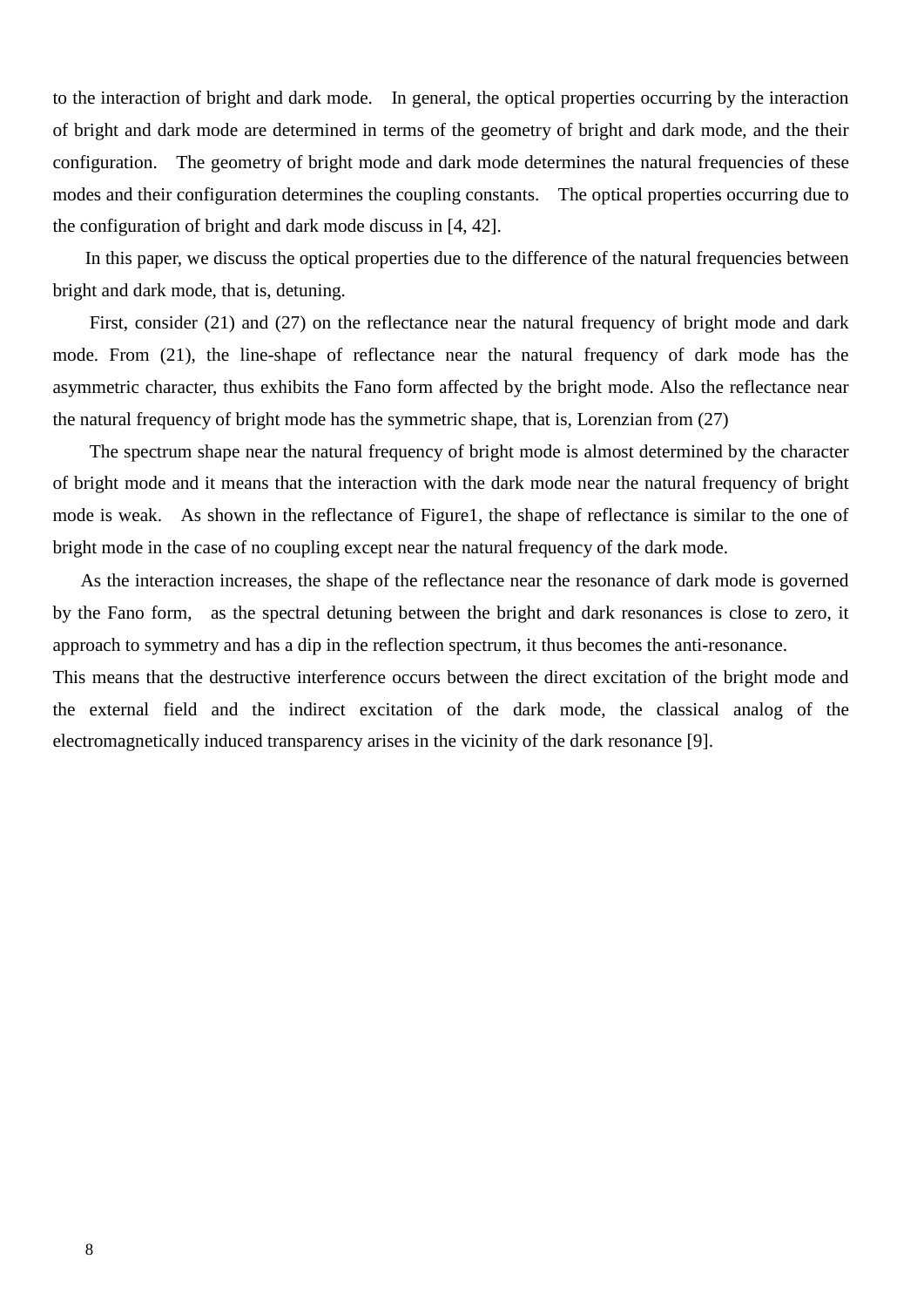to the interaction of bright and dark mode. In general, the optical properties occurring by the interaction of bright and dark mode are determined in terms of the geometry of bright and dark mode, and the their configuration. The geometry of bright mode and dark mode determines the natural frequencies of these modes and their configuration determines the coupling constants. The optical properties occurring due to the configuration of bright and dark mode discuss in [4, 42].

In this paper, we discuss the optical properties due to the difference of the natural frequencies between bright and dark mode, that is, detuning.

First, consider (21) and (27) on the reflectance near the natural frequency of bright mode and dark mode. From (21), the line-shape of reflectance near the natural frequency of dark mode has the asymmetric character, thus exhibits the Fano form affected by the bright mode. Also the reflectance near the natural frequency of bright mode has the symmetric shape, that is, Lorenzian from (27)

The spectrum shape near the natural frequency of bright mode is almost determined by the character of bright mode and it means that the interaction with the dark mode near the natural frequency of bright mode is weak. As shown in the reflectance of Figure1, the shape of reflectance is similar to the one of bright mode in the case of no coupling except near the natural frequency of the dark mode.

As the interaction increases, the shape of the reflectance near the resonance of dark mode is governed by the Fano form, as the spectral detuning between the bright and dark resonances is close to zero, it approach to symmetry and has a dip in the reflection spectrum, it thus becomes the anti-resonance. This means that the destructive interference occurs between the direct excitation of the bright mode and the external field and the indirect excitation of the dark mode, the classical analog of the electromagnetically induced transparency arises in the vicinity of the dark resonance [9].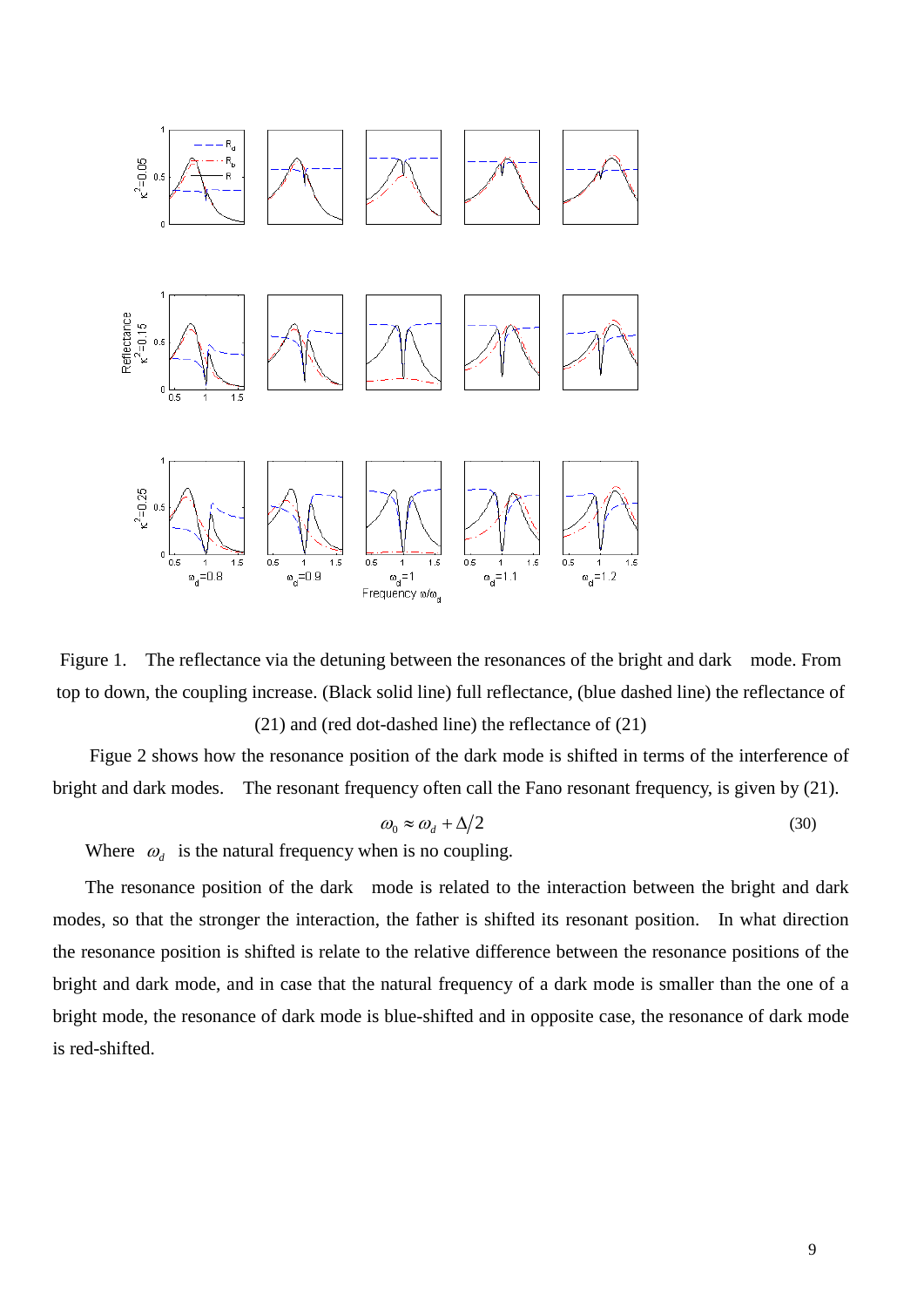Figure 1. The reflectance via the detuning between the resonances of the bright and dark mode. From top to down, the coupling increase. (Black solid line) full reflectance, (blue dashed line) the reflectance of (21) and (red dot-dashed line) the reflectance of (21)

Figue 2 shows how the resonance position of the dark mode is shifted in terms of the interference of bright and dark modes. The resonant frequency often call the Fano resonant frequency, is given by (21).

$$\omega_0 \approx \omega_d + \Delta/2 \tag{30}$$

Where $\omega_d$ is the natural frequency when is no coupling.

The resonance position of the dark mode is related to the interaction between the bright and dark modes, so that the stronger the interaction, the father is shifted its resonant position. In what direction the resonance position is shifted is relate to the relative difference between the resonance positions of the bright and dark mode, and in case that the natural frequency of a dark mode is smaller than the one of a bright mode, the resonance of dark mode is blue-shifted and in opposite case, the resonance of dark mode is red-shifted.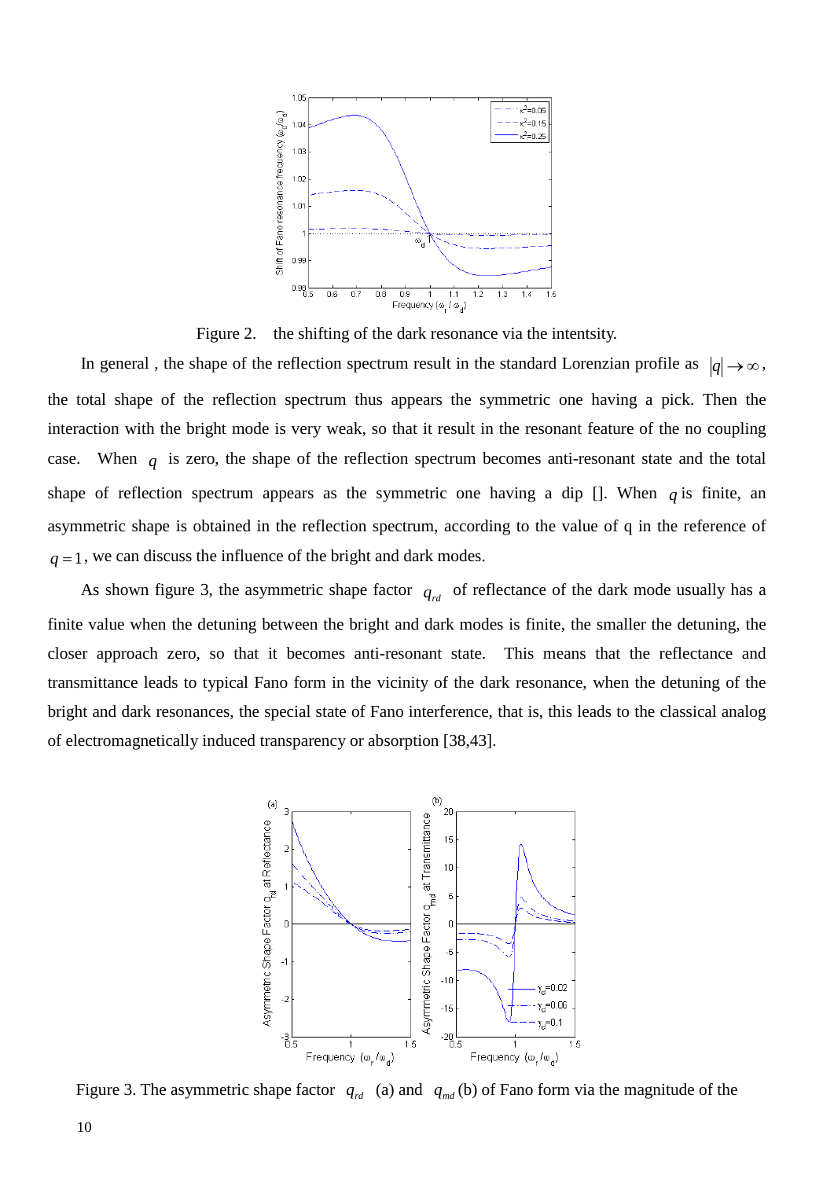Figure 2. the shifting of the dark resonance via the intentsity.

In general , the shape of the reflection spectrum result in the standard Lorenzian profile as $|q| \to \infty$, the total shape of the reflection spectrum thus appears the symmetric one having a pick. Then the interaction with the bright mode is very weak, so that it result in the resonant feature of the no coupling case. When $q$ is zero, the shape of the reflection spectrum becomes anti-resonant state and the total shape of reflection spectrum appears as the symmetric one having a dip []. When $q$ is finite, an asymmetric shape is obtained in the reflection spectrum, according to the value of q in the reference of $q = 1$, we can discuss the influence of the bright and dark modes.

As shown figure 3, the asymmetric shape factor $q_{rd}$ of reflectance of the dark mode usually has a finite value when the detuning between the bright and dark modes is finite, the smaller the detuning, the closer approach zero, so that it becomes anti-resonant state. This means that the reflectance and transmittance leads to typical Fano form in the vicinity of the dark resonance, when the detuning of the bright and dark resonances, the special state of Fano interference, that is, this leads to the classical analog of electromagnetically induced transparency or absorption [38,43].

Figure 3. The asymmetric shape factor $q_{rd}$ (a) and $q_{md}$ (b) of Fano form via the magnitude of the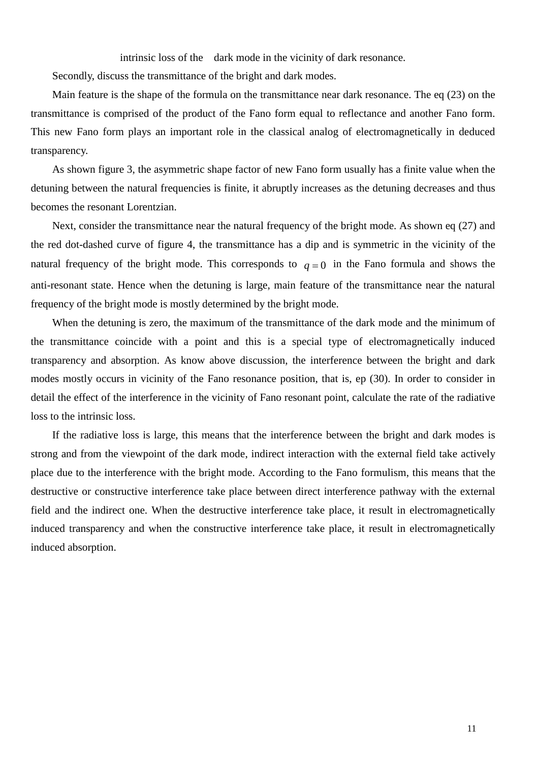intrinsic loss of the dark mode in the vicinity of dark resonance.

Secondly, discuss the transmittance of the bright and dark modes.

Main feature is the shape of the formula on the transmittance near dark resonance. The eq (23) on the transmittance is comprised of the product of the Fano form equal to reflectance and another Fano form. This new Fano form plays an important role in the classical analog of electromagnetically in deduced transparency.

As shown figure 3, the asymmetric shape factor of new Fano form usually has a finite value when the detuning between the natural frequencies is finite, it abruptly increases as the detuning decreases and thus becomes the resonant Lorentzian.

Next, consider the transmittance near the natural frequency of the bright mode. As shown eq (27) and the red dot-dashed curve of figure 4, the transmittance has a dip and is symmetric in the vicinity of the natural frequency of the bright mode. This corresponds to $q = 0$ in the Fano formula and shows the anti-resonant state. Hence when the detuning is large, main feature of the transmittance near the natural frequency of the bright mode is mostly determined by the bright mode.

When the detuning is zero, the maximum of the transmittance of the dark mode and the minimum of the transmittance coincide with a point and this is a special type of electromagnetically induced transparency and absorption. As know above discussion, the interference between the bright and dark modes mostly occurs in vicinity of the Fano resonance position, that is, ep (30). In order to consider in detail the effect of the interference in the vicinity of Fano resonant point, calculate the rate of the radiative loss to the intrinsic loss.

If the radiative loss is large, this means that the interference between the bright and dark modes is strong and from the viewpoint of the dark mode, indirect interaction with the external field take actively place due to the interference with the bright mode. According to the Fano formulism, this means that the destructive or constructive interference take place between direct interference pathway with the external field and the indirect one. When the destructive interference take place, it result in electromagnetically induced transparency and when the constructive interference take place, it result in electromagnetically induced absorption.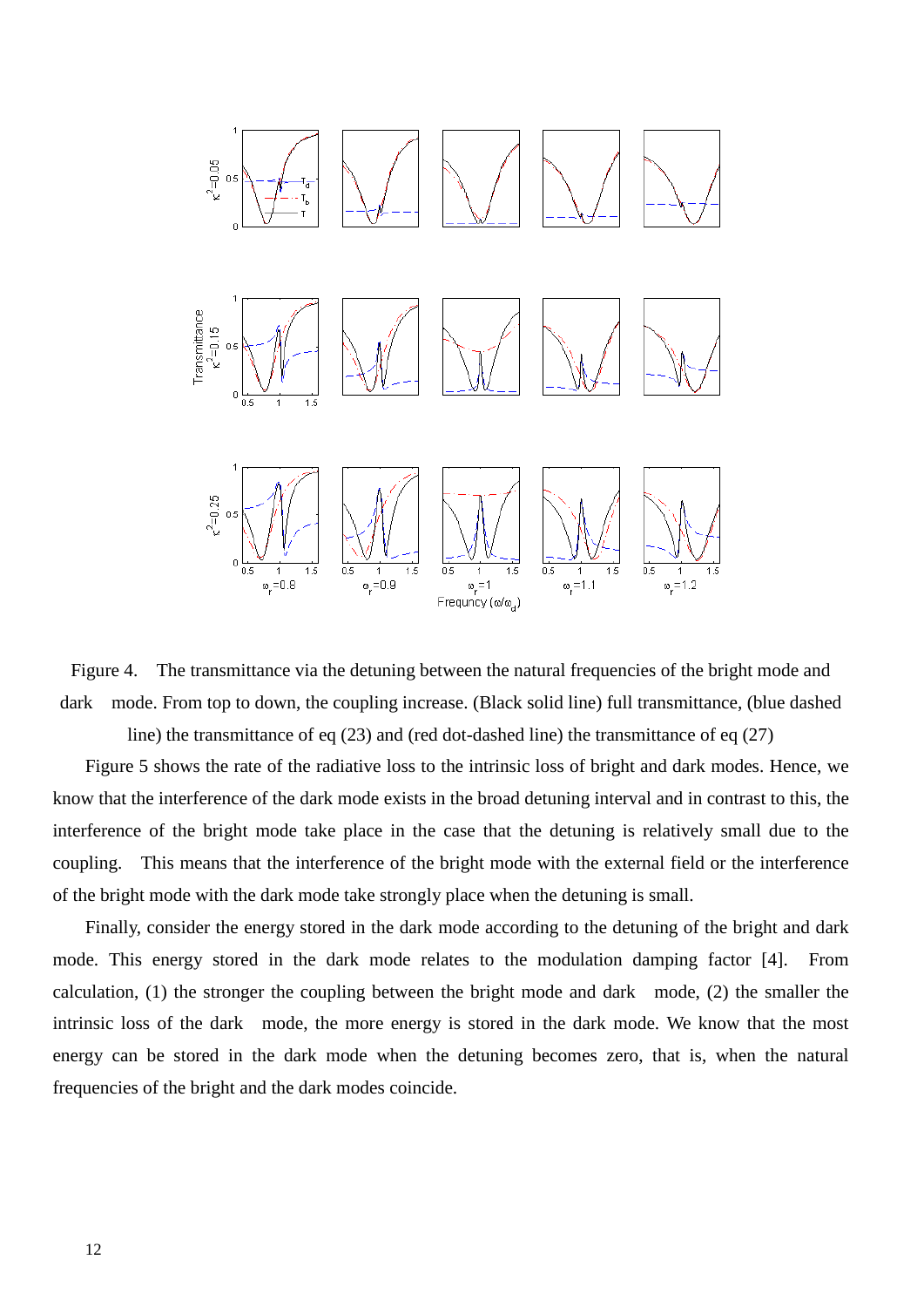Figure 4. The transmittance via the detuning between the natural frequencies of the bright mode and dark mode. From top to down, the coupling increase. (Black solid line) full transmittance, (blue dashed line) the transmittance of eq (23) and (red dot-dashed line) the transmittance of eq (27)

Figure 5 shows the rate of the radiative loss to the intrinsic loss of bright and dark modes. Hence, we know that the interference of the dark mode exists in the broad detuning interval and in contrast to this, the interference of the bright mode take place in the case that the detuning is relatively small due to the coupling. This means that the interference of the bright mode with the external field or the interference of the bright mode with the dark mode take strongly place when the detuning is small.

Finally, consider the energy stored in the dark mode according to the detuning of the bright and dark mode. This energy stored in the dark mode relates to the modulation damping factor [4]. From calculation, (1) the stronger the coupling between the bright mode and dark mode, (2) the smaller the intrinsic loss of the dark mode, the more energy is stored in the dark mode. We know that the most energy can be stored in the dark mode when the detuning becomes zero, that is, when the natural frequencies of the bright and the dark modes coincide.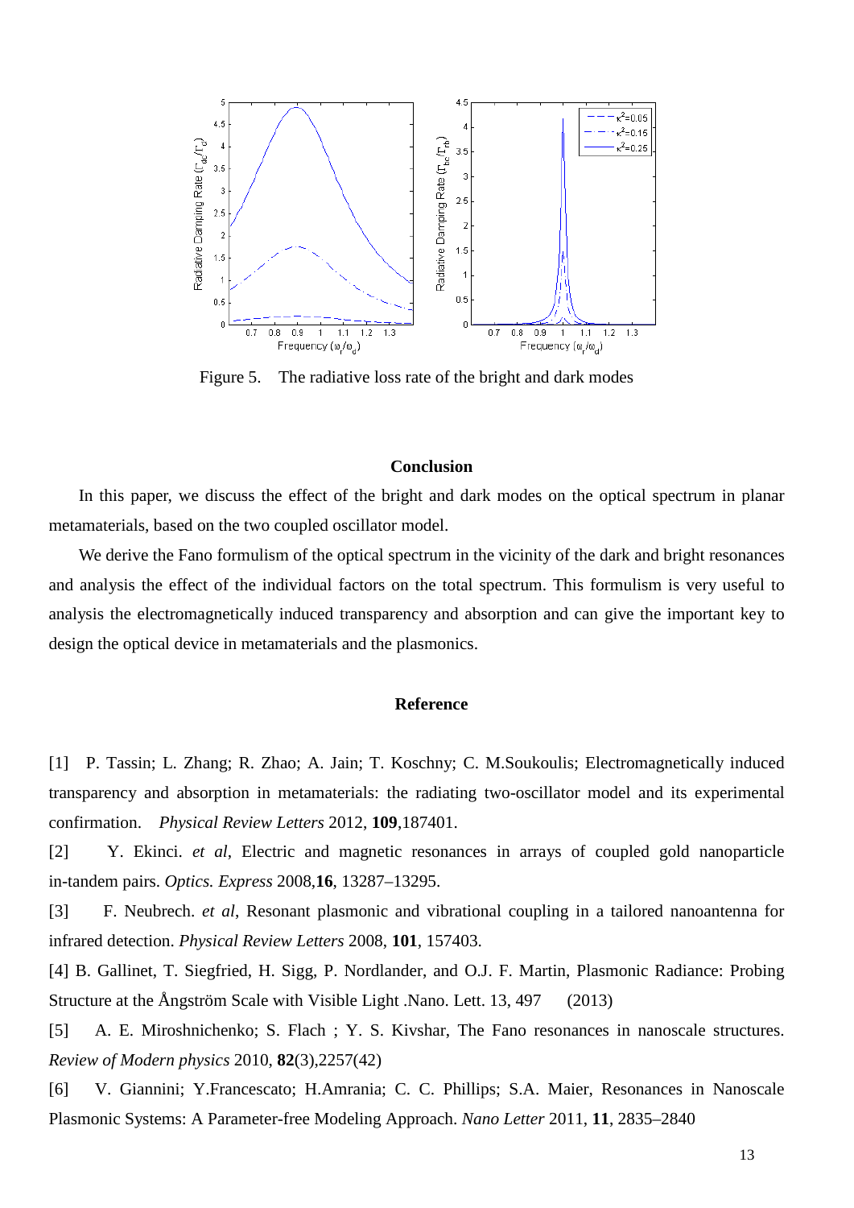Figure 5.  The radiative loss rate of the bright and dark modes

## Conclusion

In this paper, we discuss the effect of the bright and dark modes on the optical spectrum in planar metamaterials, based on the two coupled oscillator model.

We derive the Fano formulism of the optical spectrum in the vicinity of the dark and bright resonances and analysis the effect of the individual factors on the total spectrum. This formulism is very useful to analysis the electromagnetically induced transparency and absorption and can give the important key to design the optical device in metamaterials and the plasmonics.

## Reference

[1] P. Tassin; L. Zhang; R. Zhao; A. Jain; T. Koschny; C. M.Soukoulis; Electromagnetically induced transparency and absorption in metamaterials: the radiating two-oscillator model and its experimental confirmation. *Physical Review Letters* 2012, **109**,187401.

[2] Y. Ekinci. *et al*, Electric and magnetic resonances in arrays of coupled gold nanoparticle in-tandem pairs. *Optics. Express* 2008,**16**, 13287–13295.

[3] F. Neubrech. *et al*, Resonant plasmonic and vibrational coupling in a tailored nanoantenna for infrared detection. *Physical Review Letters* 2008, **101**, 157403.

[4] B. Gallinet, T. Siegfried, H. Sigg, P. Nordlander, and O.J. F. Martin, Plasmonic Radiance: Probing Structure at the Ångström Scale with Visible Light .Nano. Lett. 13, 497 (2013)

[5] A. E. Miroshnichenko; S. Flach ; Y. S. Kivshar, The Fano resonances in nanoscale structures. *Review of Modern physics* 2010, **82**(3),2257(42)

[6] V. Giannini; Y.Francescato; H.Amrania; C. C. Phillips; S.A. Maier, Resonances in Nanoscale Plasmonic Systems: A Parameter-free Modeling Approach. *Nano Letter* 2011, **11**, 2835–2840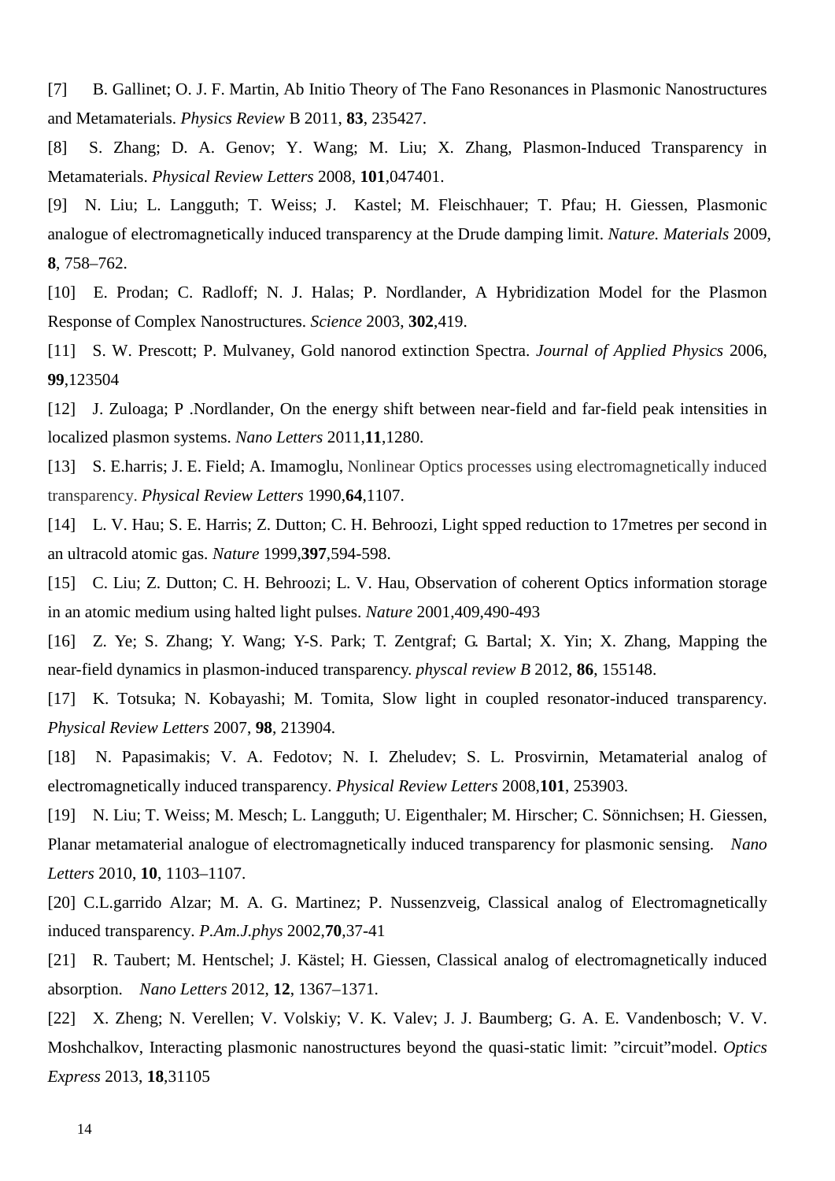[7] B. Gallinet; O. J. F. Martin, Ab Initio Theory of The Fano Resonances in Plasmonic Nanostructures and Metamaterials. *Physics Review* B 2011, **83**, 235427.

[8] S. Zhang; D. A. Genov; Y. Wang; M. Liu; X. Zhang, Plasmon-Induced Transparency in Metamaterials. *Physical Review Letters* 2008, **101**,047401.

[9] N. Liu; L. Langguth; T. Weiss; J. Kastel; M. Fleischhauer; T. Pfau; H. Giessen, Plasmonic analogue of electromagnetically induced transparency at the Drude damping limit. *Nature. Materials* 2009, **8**, 758–762.

[10] E. Prodan; C. Radloff; N. J. Halas; P. Nordlander, A Hybridization Model for the Plasmon Response of Complex Nanostructures. *Science* 2003, **302**,419.

[11] S. W. Prescott; P. Mulvaney, Gold nanorod extinction Spectra. *Journal of Applied Physics* 2006, **99**,123504

[12] J. Zuloaga; P .Nordlander, On the energy shift between near-field and far-field peak intensities in localized plasmon systems. *Nano Letters* 2011,**11**,1280.

[13] S. E.harris; J. E. Field; A. Imamoglu, Nonlinear Optics processes using electromagnetically induced transparency. *Physical Review Letters* 1990,**64**,1107.

[14] L. V. Hau; S. E. Harris; Z. Dutton; C. H. Behroozi, Light spped reduction to 17metres per second in an ultracold atomic gas. *Nature* 1999,**397**,594-598.

[15] C. Liu; Z. Dutton; C. H. Behroozi; L. V. Hau, Observation of coherent Optics information storage in an atomic medium using halted light pulses. *Nature* 2001,409,490-493

[16] Z. Ye; S. Zhang; Y. Wang; Y-S. Park; T. Zentgraf; G. Bartal; X. Yin; X. Zhang, Mapping the near-field dynamics in plasmon-induced transparency. *physcal review B* 2012, **86**, 155148.

[17] K. Totsuka; N. Kobayashi; M. Tomita, Slow light in coupled resonator-induced transparency. *Physical Review Letters* 2007, **98**, 213904.

[18] N. Papasimakis; V. A. Fedotov; N. I. Zheludev; S. L. Prosvirnin, Metamaterial analog of electromagnetically induced transparency. *Physical Review Letters* 2008,**101**, 253903.

[19] N. Liu; T. Weiss; M. Mesch; L. Langguth; U. Eigenthaler; M. Hirscher; C. Sönnichsen; H. Giessen, Planar metamaterial analogue of electromagnetically induced transparency for plasmonic sensing. *Nano Letters* 2010, **10**, 1103–1107.

[20] C.L.garrido Alzar; M. A. G. Martinez; P. Nussenzveig, Classical analog of Electromagnetically induced transparency. *P.Am.J.phys* 2002,**70**,37-41

[21] R. Taubert; M. Hentschel; J. Kästel; H. Giessen, Classical analog of electromagnetically induced absorption. *Nano Letters* 2012, **12**, 1367–1371.

[22] X. Zheng; N. Verellen; V. Volskiy; V. K. Valev; J. J. Baumberg; G. A. E. Vandenbosch; V. V. Moshchalkov, Interacting plasmonic nanostructures beyond the quasi-static limit: "circuit"model. *Optics Express* 2013, **18**,31105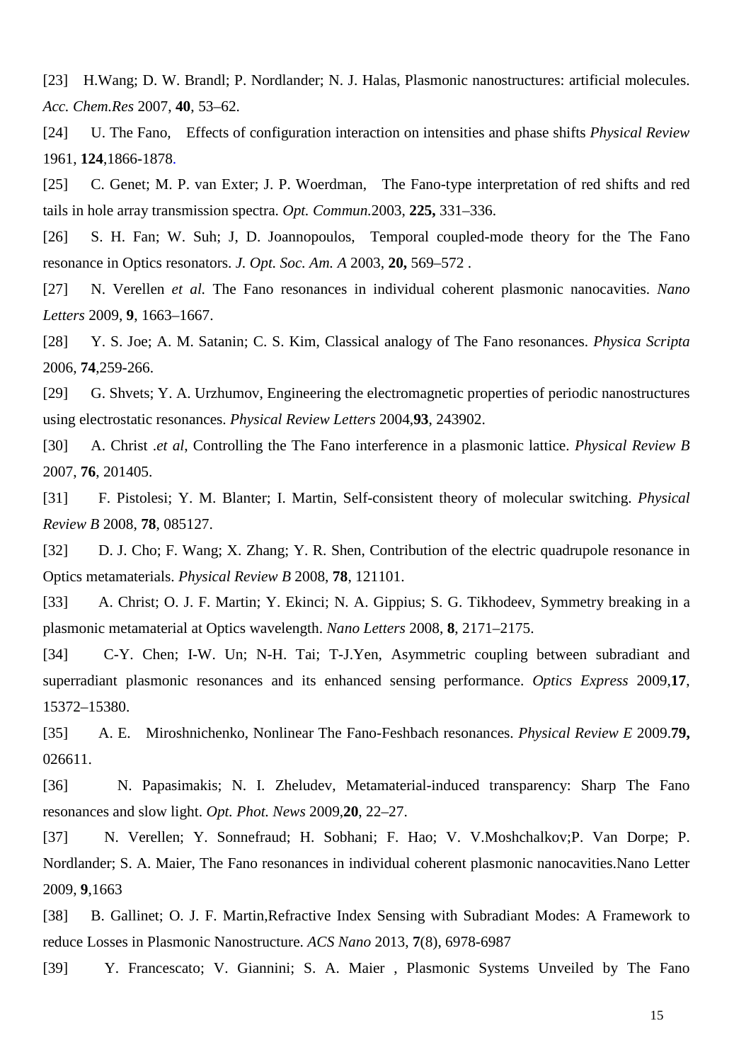[23] H.Wang; D. W. Brandl; P. Nordlander; N. J. Halas, Plasmonic nanostructures: artificial molecules. *Acc. Chem.Res* 2007, **40**, 53–62.

[24] U. The Fano, Effects of configuration interaction on intensities and phase shifts *Physical Review* 1961, **124**,1866-1878.

[25] C. Genet; M. P. van Exter; J. P. Woerdman, The Fano-type interpretation of red shifts and red tails in hole array transmission spectra. *Opt. Commun.*2003, **225,** 331–336.

[26] S. H. Fan; W. Suh; J, D. Joannopoulos, Temporal coupled-mode theory for the The Fano resonance in Optics resonators. *J. Opt. Soc. Am. A* 2003, **20,** 569–572 .

[27] N. Verellen *et al.* The Fano resonances in individual coherent plasmonic nanocavities. *Nano Letters* 2009, **9**, 1663–1667.

[28] Y. S. Joe; A. M. Satanin; C. S. Kim, Classical analogy of The Fano resonances. *Physica Scripta* 2006, **74**,259-266.

[29] G. Shvets; Y. A. Urzhumov, Engineering the electromagnetic properties of periodic nanostructures using electrostatic resonances. *Physical Review Letters* 2004,**93**, 243902.

[30] A. Christ .*et al*, Controlling the The Fano interference in a plasmonic lattice. *Physical Review B* 2007, **76**, 201405.

[31] F. Pistolesi; Y. M. Blanter; I. Martin, Self-consistent theory of molecular switching. *Physical Review B* 2008, **78**, 085127.

[32] D. J. Cho; F. Wang; X. Zhang; Y. R. Shen, Contribution of the electric quadrupole resonance in Optics metamaterials. *Physical Review B* 2008, **78**, 121101.

[33] A. Christ; O. J. F. Martin; Y. Ekinci; N. A. Gippius; S. G. Tikhodeev, Symmetry breaking in a plasmonic metamaterial at Optics wavelength. *Nano Letters* 2008, **8**, 2171–2175.

[34] C-Y. Chen; I-W. Un; N-H. Tai; T-J.Yen, Asymmetric coupling between subradiant and superradiant plasmonic resonances and its enhanced sensing performance. *Optics Express* 2009,**17**, 15372–15380.

[35] A. E. Miroshnichenko, Nonlinear The Fano-Feshbach resonances. *Physical Review E* 2009.**79,** 026611.

[36] N. Papasimakis; N. I. Zheludev, Metamaterial-induced transparency: Sharp The Fano resonances and slow light. *Opt. Phot. News* 2009,**20**, 22–27.

[37] N. Verellen; Y. Sonnefraud; H. Sobhani; F. Hao; V. V.Moshchalkov;P. Van Dorpe; P. Nordlander; S. A. Maier, The Fano resonances in individual coherent plasmonic nanocavities.Nano Letter 2009, **9**,1663

[38] B. Gallinet; O. J. F. Martin,Refractive Index Sensing with Subradiant Modes: A Framework to reduce Losses in Plasmonic Nanostructure. *ACS Nano* 2013, **7**(8), 6978-6987

[39] Y. Francescato; V. Giannini; S. A. Maier , Plasmonic Systems Unveiled by The Fano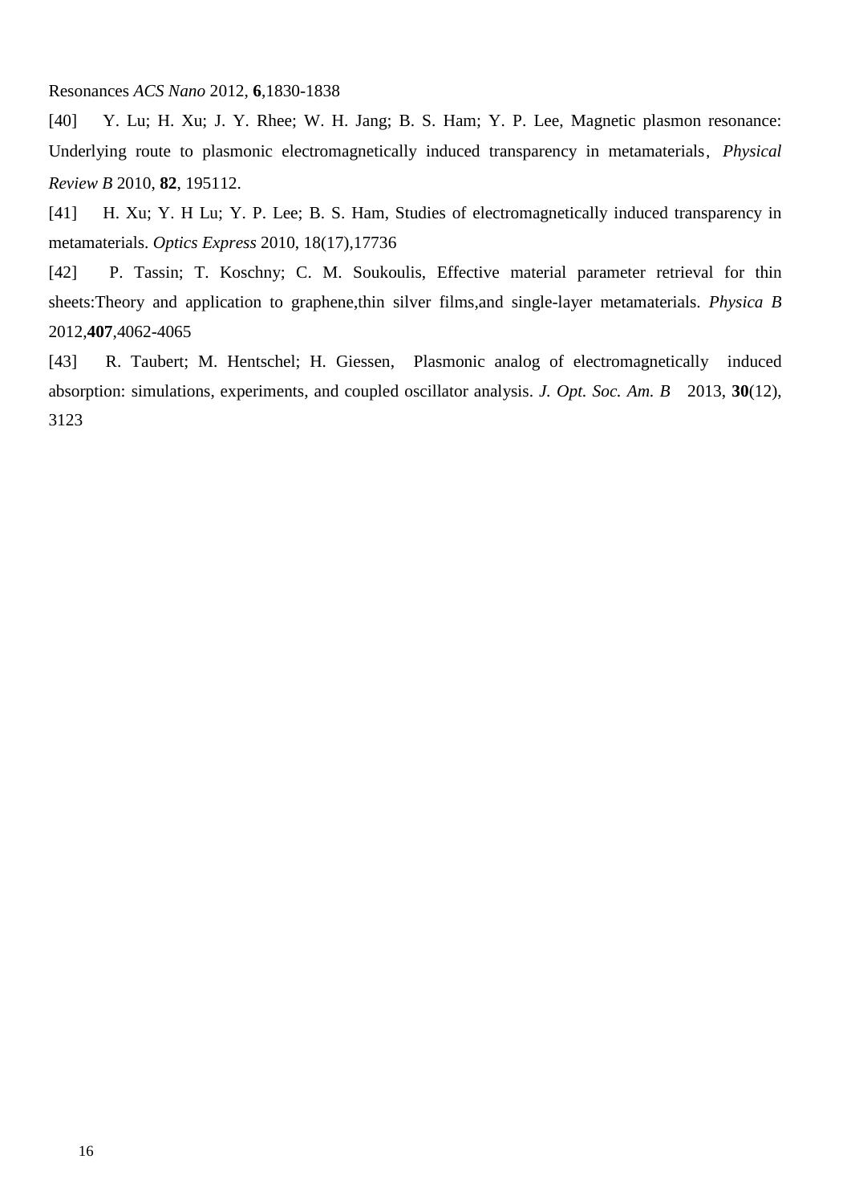Resonances *ACS Nano* 2012, **6**,1830-1838

[40] Y. Lu; H. Xu; J. Y. Rhee; W. H. Jang; B. S. Ham; Y. P. Lee, Magnetic plasmon resonance: Underlying route to plasmonic electromagnetically induced transparency in metamaterials, *Physical Review B* 2010, **82**, 195112.

[41] H. Xu; Y. H Lu; Y. P. Lee; B. S. Ham, Studies of electromagnetically induced transparency in metamaterials. *Optics Express* 2010, 18(17),17736

[42] P. Tassin; T. Koschny; C. M. Soukoulis, Effective material parameter retrieval for thin sheets:Theory and application to graphene,thin silver films,and single-layer metamaterials. *Physica B* 2012,**407**,4062-4065

[43] R. Taubert; M. Hentschel; H. Giessen, Plasmonic analog of electromagnetically induced absorption: simulations, experiments, and coupled oscillator analysis. *J. Opt. Soc. Am. B* 2013, **30**(12), 3123